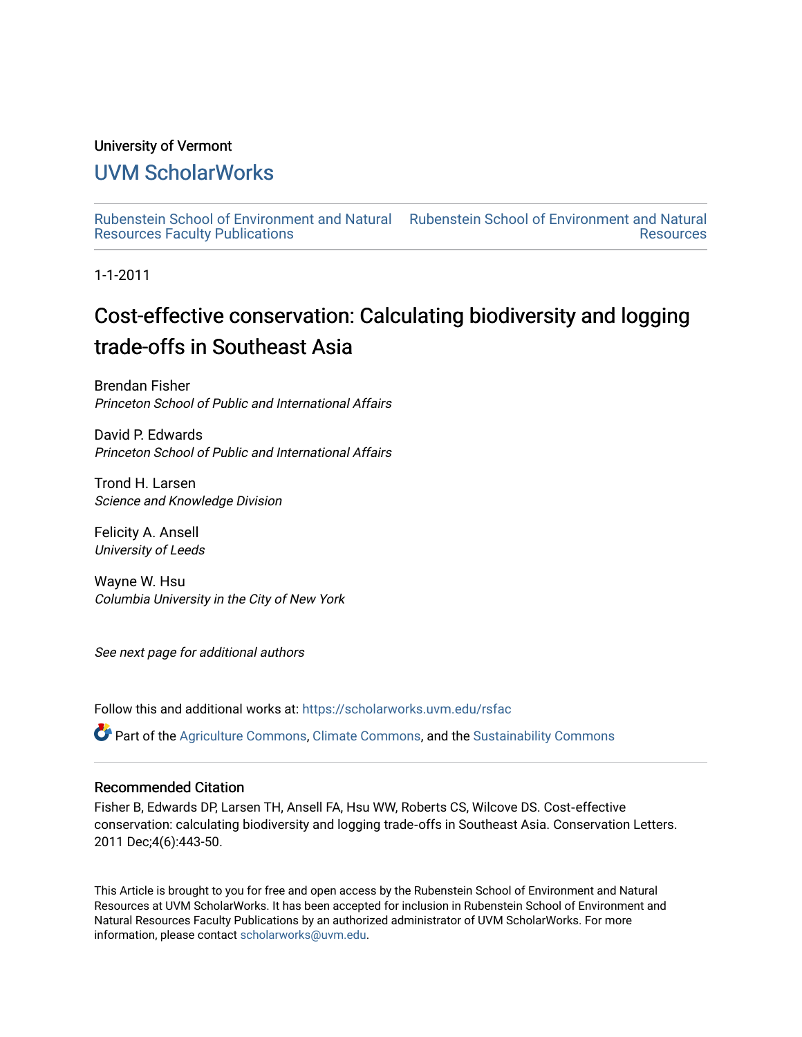University of Vermont

# UVM ScholarWorks

Rubenstein School of Environment and Natural Resources Faculty Publications

Rubenstein School of Environment and Natural Resources

1-1-2011

# Cost-effective conservation: Calculating biodiversity and logging trade-offs in Southeast Asia

Brendan Fisher
*Princeton School of Public and International Affairs*

David P. Edwards
*Princeton School of Public and International Affairs*

Trond H. Larsen
*Science and Knowledge Division*

Felicity A. Ansell
*University of Leeds*

Wayne W. Hsu
*Columbia University in the City of New York*

*See next page for additional authors*

Follow this and additional works at: https://scholarworks.uvm.edu/rsfac

Part of the Agriculture Commons, Climate Commons, and the Sustainability Commons

## Recommended Citation

Fisher B, Edwards DP, Larsen TH, Ansell FA, Hsu WW, Roberts CS, Wilcove DS. Cost-effective conservation: calculating biodiversity and logging trade-offs in Southeast Asia. Conservation Letters. 2011 Dec;4(6):443-50.

This Article is brought to you for free and open access by the Rubenstein School of Environment and Natural Resources at UVM ScholarWorks. It has been accepted for inclusion in Rubenstein School of Environment and Natural Resources Faculty Publications by an authorized administrator of UVM ScholarWorks. For more information, please contact scholarworks@uvm.edu.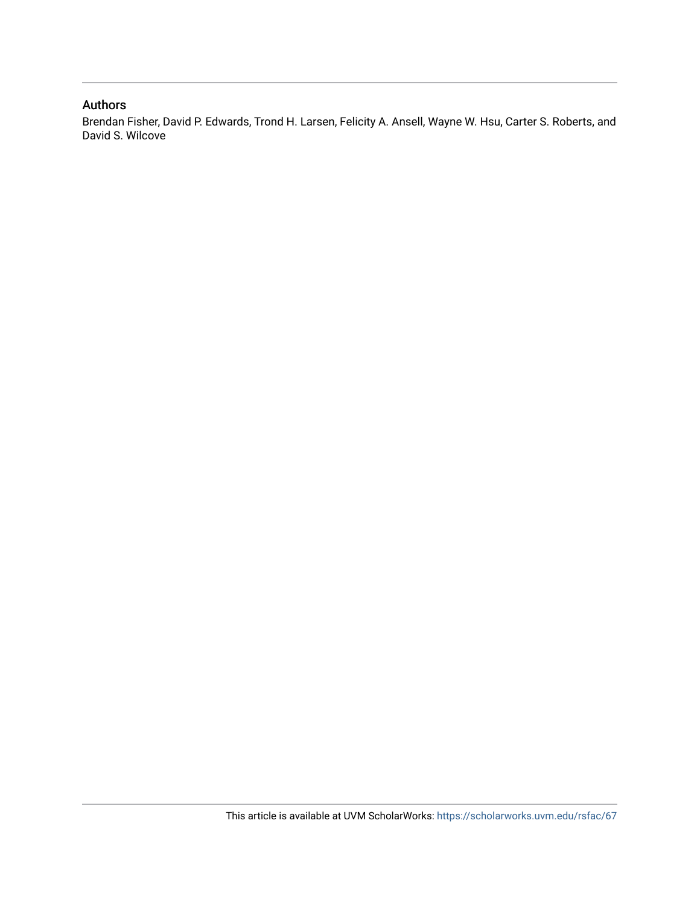## Authors

Brendan Fisher, David P. Edwards, Trond H. Larsen, Felicity A. Ansell, Wayne W. Hsu, Carter S. Roberts, and David S. Wilcove

This article is available at UVM ScholarWorks: https://scholarworks.uvm.edu/rsfac/67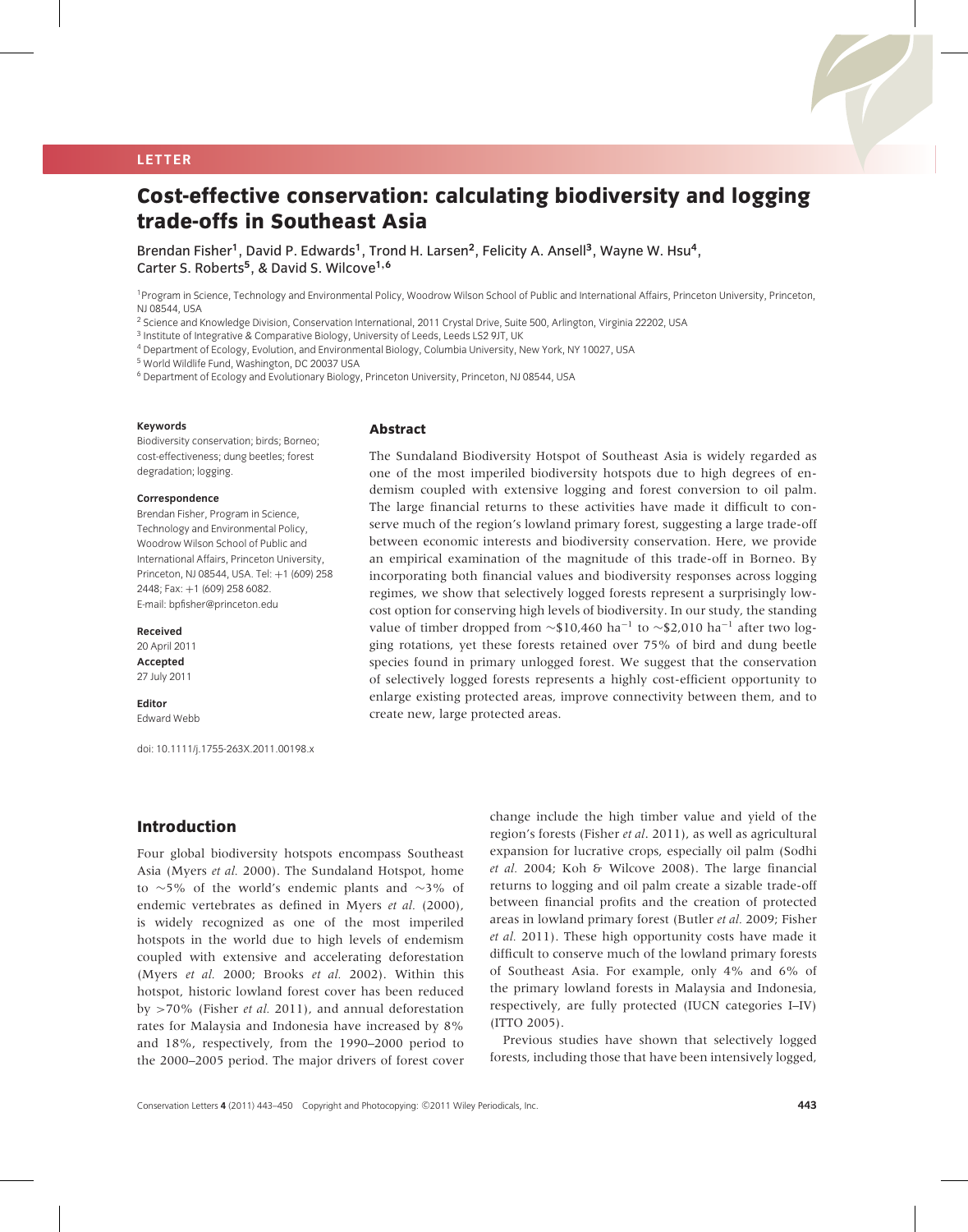LETTER

# Cost-effective conservation: calculating biodiversity and logging trade-offs in Southeast Asia

Brendan Fisher[1], David P. Edwards[1], Trond H. Larsen[2], Felicity A. Ansell[3], Wayne W. Hsu[4], Carter S. Roberts[5], & David S. Wilcove[1,6]

[1] Program in Science, Technology and Environmental Policy, Woodrow Wilson School of Public and International Affairs, Princeton University, Princeton, NJ 08544, USA

[2] Science and Knowledge Division, Conservation International, 2011 Crystal Drive, Suite 500, Arlington, Virginia 22202, USA

[3] Institute of Integrative & Comparative Biology, University of Leeds, Leeds LS2 9JT, UK

[4] Department of Ecology, Evolution, and Environmental Biology, Columbia University, New York, NY 10027, USA

[5] World Wildlife Fund, Washington, DC 20037 USA

[6] Department of Ecology and Evolutionary Biology, Princeton University, Princeton, NJ 08544, USA

**Keywords**

Biodiversity conservation; birds; Borneo; cost-effectiveness; dung beetles; forest degradation; logging.

**Correspondence**

Brendan Fisher, Program in Science, Technology and Environmental Policy, Woodrow Wilson School of Public and International Affairs, Princeton University, Princeton, NJ 08544, USA. Tel: +1 (609) 258 2448; Fax: +1 (609) 258 6082.
E-mail: bpfisher@princeton.edu

**Received**
20 April 2011

**Accepted**
27 July 2011

**Editor**
Edward Webb

doi: 10.1111/j.1755-263X.2011.00198.x

## Abstract

The Sundaland Biodiversity Hotspot of Southeast Asia is widely regarded as one of the most imperiled biodiversity hotspots due to high degrees of endemism coupled with extensive logging and forest conversion to oil palm. The large financial returns to these activities have made it difficult to conserve much of the region's lowland primary forest, suggesting a large trade-off between economic interests and biodiversity conservation. Here, we provide an empirical examination of the magnitude of this trade-off in Borneo. By incorporating both financial values and biodiversity responses across logging regimes, we show that selectively logged forests represent a surprisingly low-cost option for conserving high levels of biodiversity. In our study, the standing value of timber dropped from ~\$10,460 $ha^{-1}$ to ~\$2,010 $ha^{-1}$ after two logging rotations, yet these forests retained over 75% of bird and dung beetle species found in primary unlogged forest. We suggest that the conservation of selectively logged forests represents a highly cost-efficient opportunity to enlarge existing protected areas, improve connectivity between them, and to create new, large protected areas.

## Introduction

Four global biodiversity hotspots encompass Southeast Asia (Myers *et al.* 2000). The Sundaland Hotspot, home to ~5% of the world's endemic plants and ~3% of endemic vertebrates as defined in Myers *et al.* (2000), is widely recognized as one of the most imperiled hotspots in the world due to high levels of endemism coupled with extensive and accelerating deforestation (Myers *et al.* 2000; Brooks *et al.* 2002). Within this hotspot, historic lowland forest cover has been reduced by >70% (Fisher *et al.* 2011), and annual deforestation rates for Malaysia and Indonesia have increased by 8% and 18%, respectively, from the 1990–2000 period to the 2000–2005 period. The major drivers of forest cover change include the high timber value and yield of the region's forests (Fisher *et al*. 2011), as well as agricultural expansion for lucrative crops, especially oil palm (Sodhi *et al.* 2004; Koh & Wilcove 2008). The large financial returns to logging and oil palm create a sizable trade-off between financial profits and the creation of protected areas in lowland primary forest (Butler *et al.* 2009; Fisher *et al.* 2011). These high opportunity costs have made it difficult to conserve much of the lowland primary forests of Southeast Asia. For example, only 4% and 6% of the primary lowland forests in Malaysia and Indonesia, respectively, are fully protected (IUCN categories I–IV) (ITTO 2005).

Previous studies have shown that selectively logged forests, including those that have been intensively logged,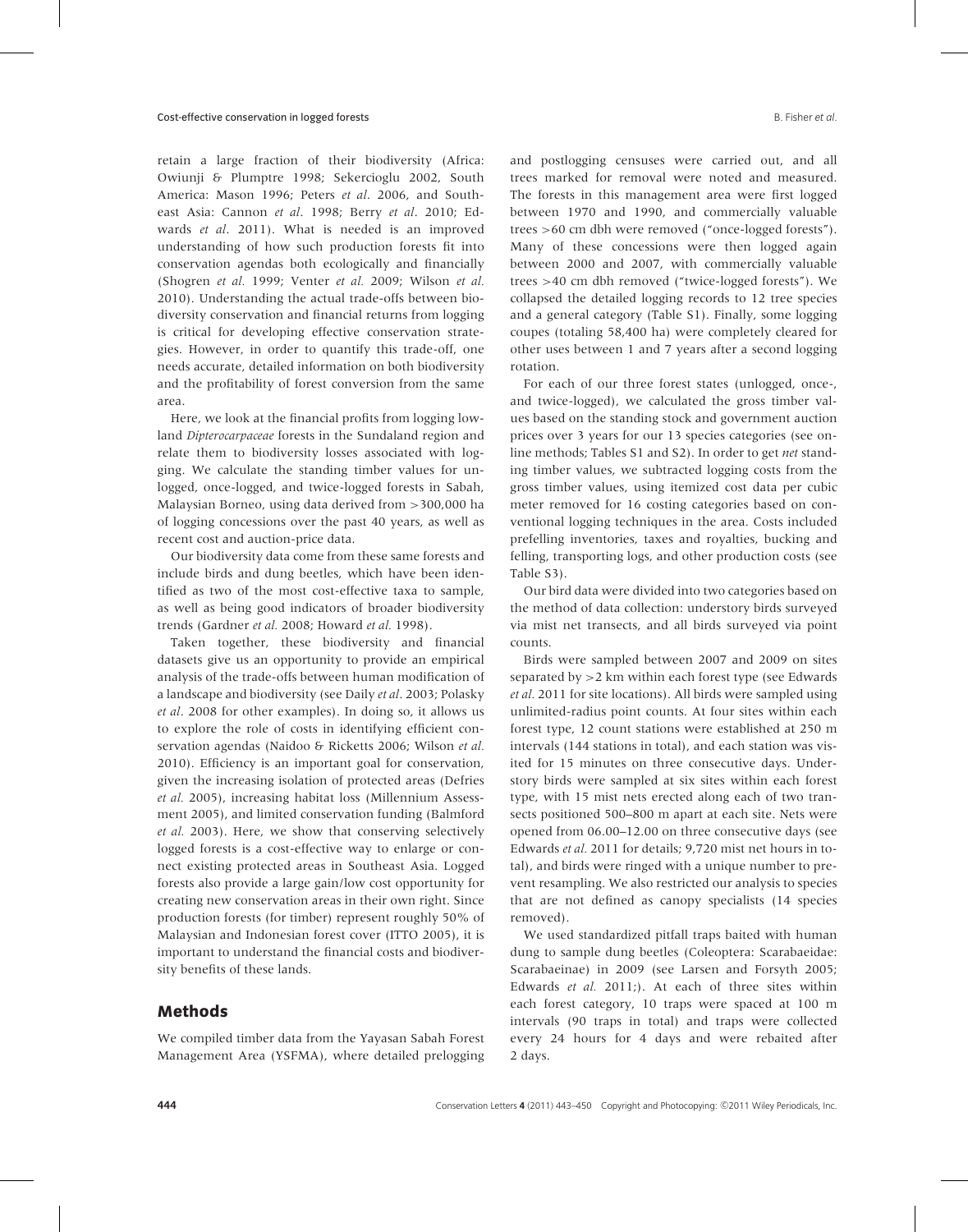retain a large fraction of their biodiversity (Africa: Owiunji & Plumptre 1998; Sekercioglu 2002, South America: Mason 1996; Peters *et al*. 2006, and Southeast Asia: Cannon *et al*. 1998; Berry *et al*. 2010; Edwards *et al*. 2011). What is needed is an improved understanding of how such production forests fit into conservation agendas both ecologically and financially (Shogren *et al.* 1999; Venter *et al.* 2009; Wilson *et al.* 2010). Understanding the actual trade-offs between biodiversity conservation and financial returns from logging is critical for developing effective conservation strategies. However, in order to quantify this trade-off, one needs accurate, detailed information on both biodiversity and the profitability of forest conversion from the same area.

Here, we look at the financial profits from logging lowland *Dipterocarpaceae* forests in the Sundaland region and relate them to biodiversity losses associated with logging. We calculate the standing timber values for unlogged, once-logged, and twice-logged forests in Sabah, Malaysian Borneo, using data derived from >300,000 ha of logging concessions over the past 40 years, as well as recent cost and auction-price data.

Our biodiversity data come from these same forests and include birds and dung beetles, which have been identified as two of the most cost-effective taxa to sample, as well as being good indicators of broader biodiversity trends (Gardner *et al.* 2008; Howard *et al.* 1998).

Taken together, these biodiversity and financial datasets give us an opportunity to provide an empirical analysis of the trade-offs between human modification of a landscape and biodiversity (see Daily *et al*. 2003; Polasky *et al*. 2008 for other examples). In doing so, it allows us to explore the role of costs in identifying efficient conservation agendas (Naidoo & Ricketts 2006; Wilson *et al.* 2010). Efficiency is an important goal for conservation, given the increasing isolation of protected areas (Defries *et al.* 2005), increasing habitat loss (Millennium Assessment 2005), and limited conservation funding (Balmford *et al.* 2003). Here, we show that conserving selectively logged forests is a cost-effective way to enlarge or connect existing protected areas in Southeast Asia. Logged forests also provide a large gain/low cost opportunity for creating new conservation areas in their own right. Since production forests (for timber) represent roughly 50% of Malaysian and Indonesian forest cover (ITTO 2005), it is important to understand the financial costs and biodiversity benefits of these lands.

## Methods

We compiled timber data from the Yayasan Sabah Forest Management Area (YSFMA), where detailed prelogging and postlogging censuses were carried out, and all trees marked for removal were noted and measured. The forests in this management area were first logged between 1970 and 1990, and commercially valuable trees >60 cm dbh were removed ("once-logged forests"). Many of these concessions were then logged again between 2000 and 2007, with commercially valuable trees >40 cm dbh removed ("twice-logged forests"). We collapsed the detailed logging records to 12 tree species and a general category (Table S1). Finally, some logging coupes (totaling 58,400 ha) were completely cleared for other uses between 1 and 7 years after a second logging rotation.

For each of our three forest states (unlogged, once-, and twice-logged), we calculated the gross timber values based on the standing stock and government auction prices over 3 years for our 13 species categories (see online methods; Tables S1 and S2). In order to get *net* standing timber values, we subtracted logging costs from the gross timber values, using itemized cost data per cubic meter removed for 16 costing categories based on conventional logging techniques in the area. Costs included prefelling inventories, taxes and royalties, bucking and felling, transporting logs, and other production costs (see Table S3).

Our bird data were divided into two categories based on the method of data collection: understory birds surveyed via mist net transects, and all birds surveyed via point counts.

Birds were sampled between 2007 and 2009 on sites separated by >2 km within each forest type (see Edwards *et al.* 2011 for site locations). All birds were sampled using unlimited-radius point counts. At four sites within each forest type, 12 count stations were established at 250 m intervals (144 stations in total), and each station was visited for 15 minutes on three consecutive days. Understory birds were sampled at six sites within each forest type, with 15 mist nets erected along each of two transects positioned 500–800 m apart at each site. Nets were opened from 06.00–12.00 on three consecutive days (see Edwards *et al.* 2011 for details; 9,720 mist net hours in total), and birds were ringed with a unique number to prevent resampling. We also restricted our analysis to species that are not defined as canopy specialists (14 species removed).

We used standardized pitfall traps baited with human dung to sample dung beetles (Coleoptera: Scarabaeidae: Scarabaeinae) in 2009 (see Larsen and Forsyth 2005; Edwards *et al.* 2011;). At each of three sites within each forest category, 10 traps were spaced at 100 m intervals (90 traps in total) and traps were collected every 24 hours for 4 days and were rebaited after 2 days.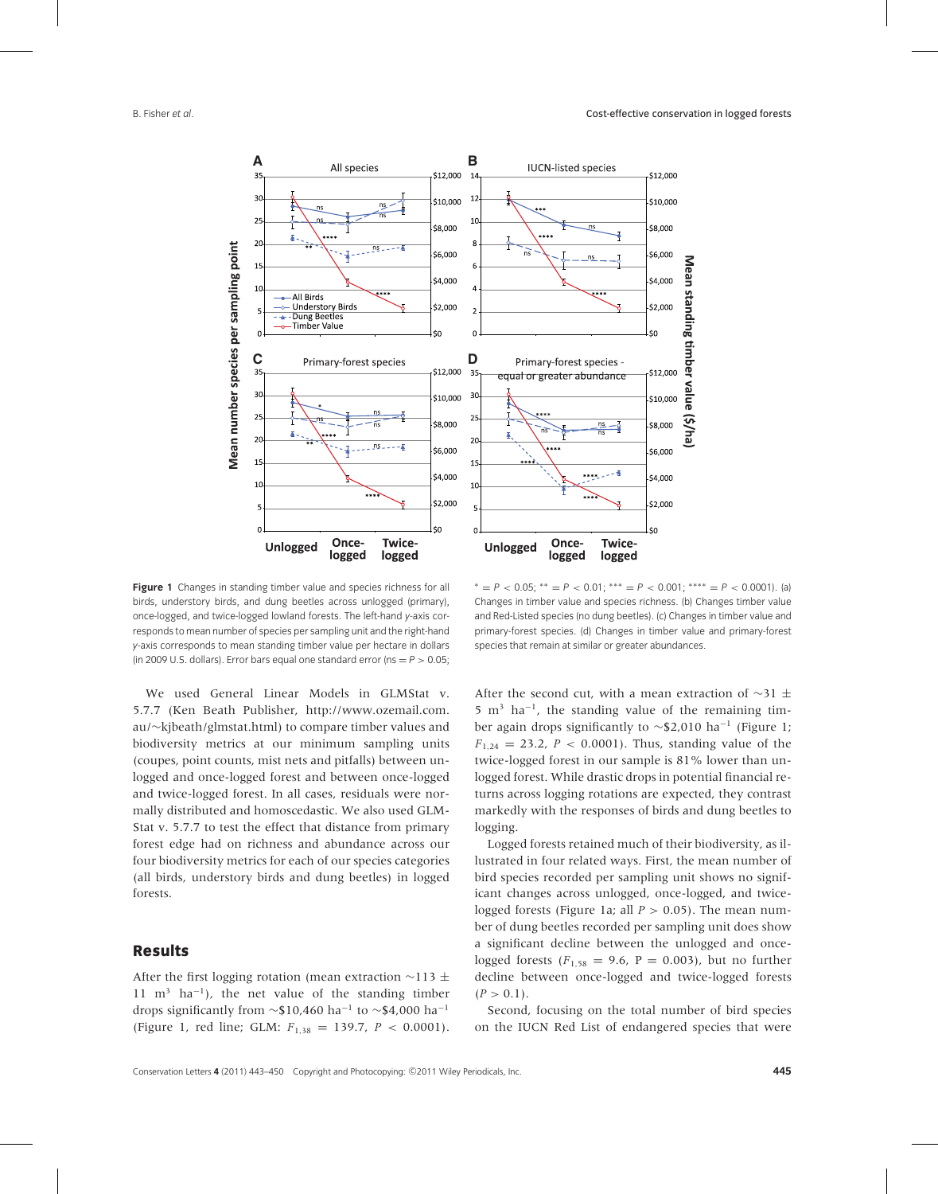**Figure 1** Changes in standing timber value and species richness for all birds, understory birds, and dung beetles across unlogged (primary), once-logged, and twice-logged lowland forests. The left-hand $y$-axis corresponds to mean number of species per sampling unit and the right-hand $y$-axis corresponds to mean standing timber value per hectare in dollars (in 2009 U.S. dollars). Error bars equal one standard error (ns = $P > 0.05$; * = $P < 0.05$; ** = $P < 0.01$; *** = $P < 0.001$; **** = $P < 0.0001$). (a) Changes in timber value and species richness. (b) Changes timber value and Red-Listed species (no dung beetles). (c) Changes in timber value and primary-forest species. (d) Changes in timber value and primary-forest species that remain at similar or greater abundances.

We used General Linear Models in GLMStat v. 5.7.7 (Ken Beath Publisher, http://www.ozemail.com.au/~kjbeath/glmstat.html) to compare timber values and biodiversity metrics at our minimum sampling units (coupes, point counts, mist nets and pitfalls) between unlogged and once-logged forest and between once-logged and twice-logged forest. In all cases, residuals were normally distributed and homoscedastic. We also used GLMStat v. 5.7.7 to test the effect that distance from primary forest edge had on richness and abundance across our four biodiversity metrics for each of our species categories (all birds, understory birds and dung beetles) in logged forests.

## Results

After the first logging rotation (mean extraction ~113 ± 11 m$^3$ ha$^{-1}$), the net value of the standing timber drops significantly from ~\$10,460 ha$^{-1}$ to ~\$4,000 ha$^{-1}$ (Figure 1, red line; GLM: $F_{1,38} = 139.7$, $P < 0.0001$). After the second cut, with a mean extraction of ~31 ± 5 m$^3$ ha$^{-1}$, the standing value of the remaining timber again drops significantly to ~\$2,010 ha$^{-1}$ (Figure 1; $F_{1,24} = 23.2$, $P < 0.0001$). Thus, standing value of the twice-logged forest in our sample is 81% lower than unlogged forest. While drastic drops in potential financial returns across logging rotations are expected, they contrast markedly with the responses of birds and dung beetles to logging.

Logged forests retained much of their biodiversity, as illustrated in four related ways. First, the mean number of bird species recorded per sampling unit shows no significant changes across unlogged, once-logged, and twice-logged forests (Figure 1a; all $P > 0.05$). The mean number of dung beetles recorded per sampling unit does show a significant decline between the unlogged and once-logged forests ($F_{1,58} = 9.6$, P = 0.003), but no further decline between once-logged and twice-logged forests ($P > 0.1$).

Second, focusing on the total number of bird species on the IUCN Red List of endangered species that were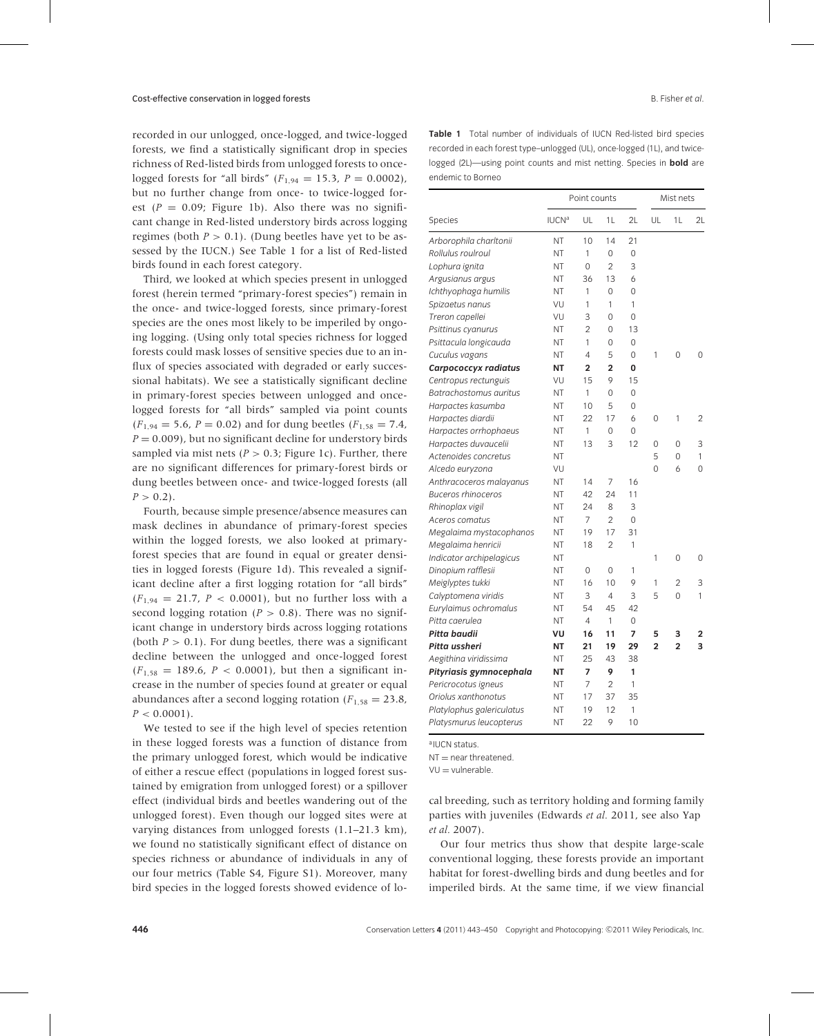recorded in our unlogged, once-logged, and twice-logged forests, we find a statistically significant drop in species richness of Red-listed birds from unlogged forests to once-logged forests for "all birds" ($F_{1,94} = 15.3$, $P = 0.0002$), but no further change from once- to twice-logged forest ($P = 0.09$; Figure 1b). Also there was no significant change in Red-listed understory birds across logging regimes (both $P > 0.1$). (Dung beetles have yet to be assessed by the IUCN.) See Table 1 for a list of Red-listed birds found in each forest category.

Third, we looked at which species present in unlogged forest (herein termed "primary-forest species") remain in the once- and twice-logged forests, since primary-forest species are the ones most likely to be imperiled by ongoing logging. (Using only total species richness for logged forests could mask losses of sensitive species due to an influx of species associated with degraded or early successional habitats). We see a statistically significant decline in primary-forest species between unlogged and once-logged forests for "all birds" sampled via point counts ($F_{1,94} = 5.6$, $P = 0.02$) and for dung beetles ($F_{1,58} = 7.4$, $P = 0.009$), but no significant decline for understory birds sampled via mist nets ($P > 0.3$; Figure 1c). Further, there are no significant differences for primary-forest birds or dung beetles between once- and twice-logged forests (all $P > 0.2$).

Fourth, because simple presence/absence measures can mask declines in abundance of primary-forest species within the logged forests, we also looked at primary-forest species that are found in equal or greater densities in logged forests (Figure 1d). This revealed a significant decline after a first logging rotation for "all birds" ($F_{1,94} = 21.7$, $P < 0.0001$), but no further loss with a second logging rotation ($P > 0.8$). There was no significant change in understory birds across logging rotations (both $P > 0.1$). For dung beetles, there was a significant decline between the unlogged and once-logged forest ($F_{1,58} = 189.6$, $P < 0.0001$), but then a significant increase in the number of species found at greater or equal abundances after a second logging rotation ($F_{1,58} = 23.8$, $P < 0.0001$).

We tested to see if the high level of species retention in these logged forests was a function of distance from the primary unlogged forest, which would be indicative of either a rescue effect (populations in logged forest sustained by emigration from unlogged forest) or a spillover effect (individual birds and beetles wandering out of the unlogged forest). Even though our logged sites were at varying distances from unlogged forests (1.1–21.3 km), we found no statistically significant effect of distance on species richness or abundance of individuals in any of our four metrics (Table S4, Figure S1). Moreover, many bird species in the logged forests showed evidence of local breeding, such as territory holding and forming family parties with juveniles (Edwards *et al.* 2011, see also Yap *et al.* 2007).

Our four metrics thus show that despite large-scale conventional logging, these forests provide an important habitat for forest-dwelling birds and dung beetles and for imperiled birds. At the same time, if we view financial

**Table 1** Total number of individuals of IUCN Red-listed bird species recorded in each forest type–unlogged (UL), once-logged (1L), and twice-logged (2L)—using point counts and mist netting. Species in **bold** are endemic to Borneo

| | Point counts | | | | Mist nets | | |
|---|---|---|---|---|---|---|---|
| Species | IUCN[a] | UL | 1L | 2L | UL | 1L | 2L |
| *Arborophila charltonii* | NT | 10 | 14 | 21 | | | |
| *Rollulus roulroul* | NT | 1 | 0 | 0 | | | |
| *Lophura ignita* | NT | 0 | 2 | 3 | | | |
| *Argusianus argus* | NT | 36 | 13 | 6 | | | |
| *Ichthyophaga humilis* | NT | 1 | 0 | 0 | | | |
| *Spizaetus nanus* | VU | 1 | 1 | 1 | | | |
| *Treron capellei* | VU | 3 | 0 | 0 | | | |
| *Psittinus cyanurus* | NT | 2 | 0 | 13 | | | |
| *Psittacula longicauda* | NT | 1 | 0 | 0 | | | |
| *Cuculus vagans* | NT | 4 | 5 | 0 | 1 | 0 | 0 |
| ***Carpococcyx radiatus*** | **NT** | **2** | **2** | **0** | | | |
| *Centropus rectunguis* | VU | 15 | 9 | 15 | | | |
| *Batrachostomus auritus* | NT | 1 | 0 | 0 | | | |
| *Harpactes kasumba* | NT | 10 | 5 | 0 | | | |
| *Harpactes diardii* | NT | 22 | 17 | 6 | 0 | 1 | 2 |
| *Harpactes orrhophaeus* | NT | 1 | 0 | 0 | | | |
| *Harpactes duvaucelii* | NT | 13 | 3 | 12 | 0 | 0 | 3 |
| *Actenoides concretus* | NT | | | | 5 | 0 | 1 |
| *Alcedo euryzona* | VU | | | | 0 | 6 | 0 |
| *Anthracoceros malayanus* | NT | 14 | 7 | 16 | | | |
| *Buceros rhinoceros* | NT | 42 | 24 | 11 | | | |
| *Rhinoplax vigil* | NT | 24 | 8 | 3 | | | |
| *Aceros comatus* | NT | 7 | 2 | 0 | | | |
| *Megalaima mystacophanos* | NT | 19 | 17 | 31 | | | |
| *Megalaima henricii* | NT | 18 | 2 | 1 | | | |
| *Indicator archipelagicus* | NT | | | | 1 | 0 | 0 |
| *Dinopium rafflesii* | NT | 0 | 0 | 1 | | | |
| *Meiglyptes tukki* | NT | 16 | 10 | 9 | 1 | 2 | 3 |
| *Calyptomena viridis* | NT | 3 | 4 | 3 | 5 | 0 | 1 |
| *Eurylaimus ochromalus* | NT | 54 | 45 | 42 | | | |
| *Pitta caerulea* | NT | 4 | 1 | 0 | | | |
| ***Pitta baudii*** | **VU** | **16** | **11** | **7** | **5** | **3** | **2** |
| ***Pitta ussheri*** | **NT** | **21** | **19** | **29** | **2** | **2** | **3** |
| *Aegithina viridissima* | NT | 25 | 43 | 38 | | | |
| ***Pityriasis gymnocephala*** | **NT** | **7** | **9** | **1** | | | |
| *Pericrocotus igneus* | NT | 7 | 2 | 1 | | | |
| *Oriolus xanthonotus* | NT | 17 | 37 | 35 | | | |
| *Platylophus galericulatus* | NT | 19 | 12 | 1 | | | |
| *Platysmurus leucopterus* | NT | 22 | 9 | 10 | | | |

[a]IUCN status.

NT = near threatened.

VU = vulnerable.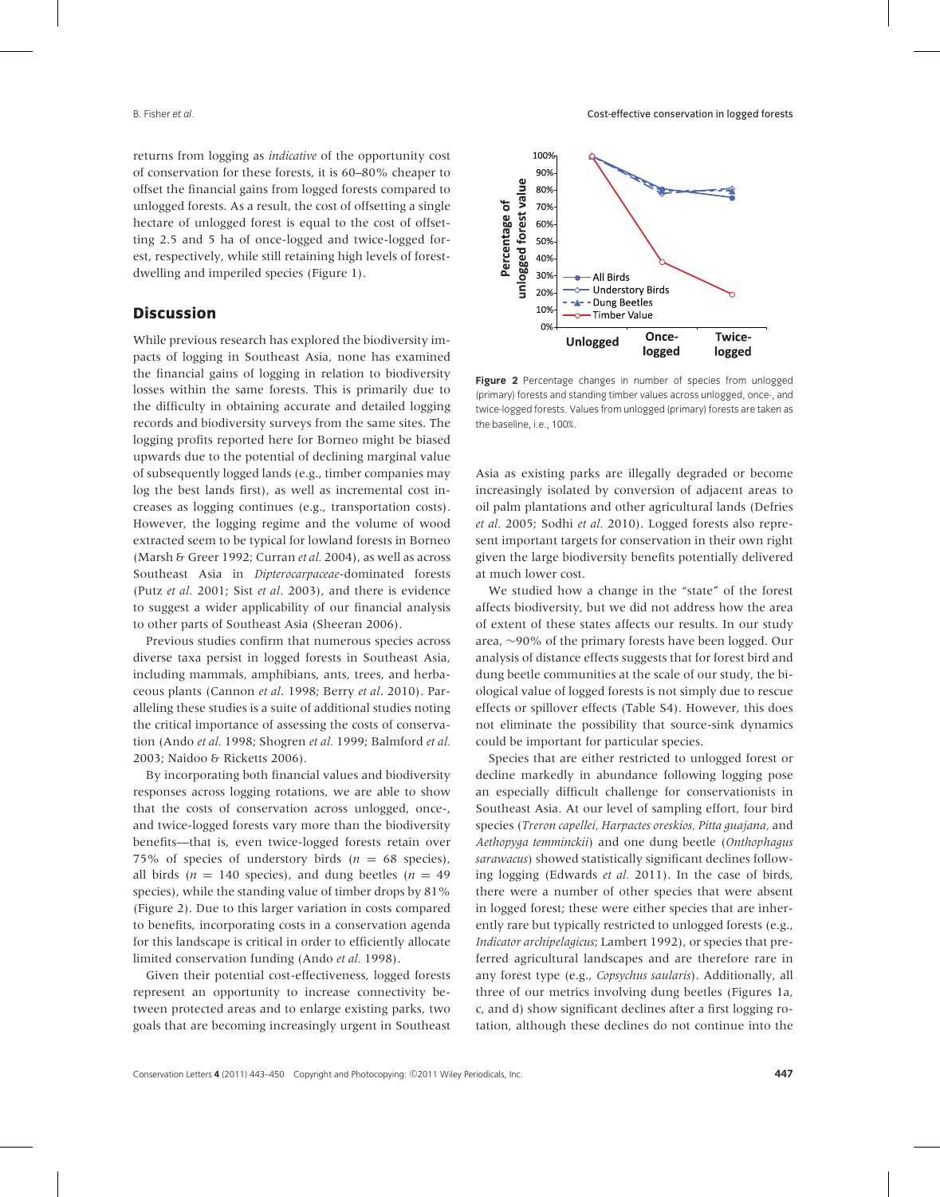returns from logging as *indicative* of the opportunity cost of conservation for these forests, it is 60–80% cheaper to offset the financial gains from logged forests compared to unlogged forests. As a result, the cost of offsetting a single hectare of unlogged forest is equal to the cost of offsetting 2.5 and 5 ha of once-logged and twice-logged forest, respectively, while still retaining high levels of forest-dwelling and imperiled species (Figure 1).

## Discussion

While previous research has explored the biodiversity impacts of logging in Southeast Asia, none has examined the financial gains of logging in relation to biodiversity losses within the same forests. This is primarily due to the difficulty in obtaining accurate and detailed logging records and biodiversity surveys from the same sites. The logging profits reported here for Borneo might be biased upwards due to the potential of declining marginal value of subsequently logged lands (e.g., timber companies may log the best lands first), as well as incremental cost increases as logging continues (e.g., transportation costs). However, the logging regime and the volume of wood extracted seem to be typical for lowland forests in Borneo (Marsh & Greer 1992; Curran *et al.* 2004), as well as across Southeast Asia in *Dipterocarpaceae*-dominated forests (Putz *et al*. 2001; Sist *et al*. 2003), and there is evidence to suggest a wider applicability of our financial analysis to other parts of Southeast Asia (Sheeran 2006).

Previous studies confirm that numerous species across diverse taxa persist in logged forests in Southeast Asia, including mammals, amphibians, ants, trees, and herbaceous plants (Cannon *et al*. 1998; Berry *et al*. 2010). Paralleling these studies is a suite of additional studies noting the critical importance of assessing the costs of conservation (Ando *et al.* 1998; Shogren *et al.* 1999; Balmford *et al.* 2003; Naidoo & Ricketts 2006).

By incorporating both financial values and biodiversity responses across logging rotations, we are able to show that the costs of conservation across unlogged, once-, and twice-logged forests vary more than the biodiversity benefits—that is, even twice-logged forests retain over 75% of species of understory birds ($n$ = 68 species), all birds ($n$ = 140 species), and dung beetles ($n$ = 49 species), while the standing value of timber drops by 81% (Figure 2). Due to this larger variation in costs compared to benefits, incorporating costs in a conservation agenda for this landscape is critical in order to efficiently allocate limited conservation funding (Ando *et al.* 1998).

Given their potential cost-effectiveness, logged forests represent an opportunity to increase connectivity between protected areas and to enlarge existing parks, two goals that are becoming increasingly urgent in Southeast Asia as existing parks are illegally degraded or become increasingly isolated by conversion of adjacent areas to oil palm plantations and other agricultural lands (Defries *et al.* 2005; Sodhi *et al.* 2010). Logged forests also represent important targets for conservation in their own right given the large biodiversity benefits potentially delivered at much lower cost.

**Figure 2** Percentage changes in number of species from unlogged (primary) forests and standing timber values across unlogged, once-, and twice-logged forests. Values from unlogged (primary) forests are taken as the baseline, i.e., 100%.

We studied how a change in the "state" of the forest affects biodiversity, but we did not address how the area of extent of these states affects our results. In our study area, ∼90% of the primary forests have been logged. Our analysis of distance effects suggests that for forest bird and dung beetle communities at the scale of our study, the biological value of logged forests is not simply due to rescue effects or spillover effects (Table S4). However, this does not eliminate the possibility that source-sink dynamics could be important for particular species.

Species that are either restricted to unlogged forest or decline markedly in abundance following logging pose an especially difficult challenge for conservationists in Southeast Asia. At our level of sampling effort, four bird species (*Treron capellei, Harpactes oreskios, Pitta guajana,* and *Aethopyga temminckii*) and one dung beetle (*Onthophagus sarawacus*) showed statistically significant declines following logging (Edwards *et al.* 2011). In the case of birds, there were a number of other species that were absent in logged forest; these were either species that are inherently rare but typically restricted to unlogged forests (e.g., *Indicator archipelagicus*; Lambert 1992), or species that preferred agricultural landscapes and are therefore rare in any forest type (e.g., *Copsychus saularis*). Additionally, all three of our metrics involving dung beetles (Figures 1a, c, and d) show significant declines after a first logging rotation, although these declines do not continue into the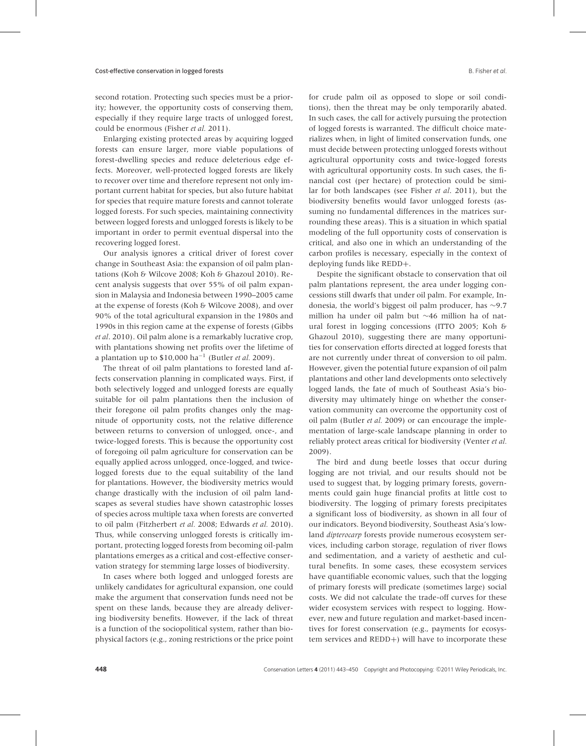second rotation. Protecting such species must be a priority; however, the opportunity costs of conserving them, especially if they require large tracts of unlogged forest, could be enormous (Fisher *et al.* 2011).

Enlarging existing protected areas by acquiring logged forests can ensure larger, more viable populations of forest-dwelling species and reduce deleterious edge effects. Moreover, well-protected logged forests are likely to recover over time and therefore represent not only important current habitat for species, but also future habitat for species that require mature forests and cannot tolerate logged forests. For such species, maintaining connectivity between logged forests and unlogged forests is likely to be important in order to permit eventual dispersal into the recovering logged forest.

Our analysis ignores a critical driver of forest cover change in Southeast Asia: the expansion of oil palm plantations (Koh & Wilcove 2008; Koh & Ghazoul 2010). Recent analysis suggests that over 55% of oil palm expansion in Malaysia and Indonesia between 1990–2005 came at the expense of forests (Koh & Wilcove 2008), and over 90% of the total agricultural expansion in the 1980s and 1990s in this region came at the expense of forests (Gibbs *et al*. 2010). Oil palm alone is a remarkably lucrative crop, with plantations showing net profits over the lifetime of a plantation up to \$10,000 $ha^{-1}$ (Butler *et al.* 2009).

The threat of oil palm plantations to forested land affects conservation planning in complicated ways. First, if both selectively logged and unlogged forests are equally suitable for oil palm plantations then the inclusion of their foregone oil palm profits changes only the magnitude of opportunity costs, not the relative difference between returns to conversion of unlogged, once-, and twice-logged forests. This is because the opportunity cost of foregoing oil palm agriculture for conservation can be equally applied across unlogged, once-logged, and twice-logged forests due to the equal suitability of the land for plantations. However, the biodiversity metrics would change drastically with the inclusion of oil palm landscapes as several studies have shown catastrophic losses of species across multiple taxa when forests are converted to oil palm (Fitzherbert *et al.* 2008; Edwards *et al.* 2010). Thus, while conserving unlogged forests is critically important, protecting logged forests from becoming oil-palm plantations emerges as a critical and cost-effective conservation strategy for stemming large losses of biodiversity.

In cases where both logged and unlogged forests are unlikely candidates for agricultural expansion, one could make the argument that conservation funds need not be spent on these lands, because they are already delivering biodiversity benefits. However, if the lack of threat is a function of the sociopolitical system, rather than biophysical factors (e.g., zoning restrictions or the price point for crude palm oil as opposed to slope or soil conditions), then the threat may be only temporarily abated. In such cases, the call for actively pursuing the protection of logged forests is warranted. The difficult choice materializes when, in light of limited conservation funds, one must decide between protecting unlogged forests without agricultural opportunity costs and twice-logged forests with agricultural opportunity costs. In such cases, the financial cost (per hectare) of protection could be similar for both landscapes (see Fisher *et al*. 2011), but the biodiversity benefits would favor unlogged forests (assuming no fundamental differences in the matrices surrounding these areas). This is a situation in which spatial modeling of the full opportunity costs of conservation is critical, and also one in which an understanding of the carbon profiles is necessary, especially in the context of deploying funds like REDD+.

Despite the significant obstacle to conservation that oil palm plantations represent, the area under logging concessions still dwarfs that under oil palm. For example, Indonesia, the world's biggest oil palm producer, has ∼9.7 million ha under oil palm but ∼46 million ha of natural forest in logging concessions (ITTO 2005; Koh & Ghazoul 2010), suggesting there are many opportunities for conservation efforts directed at logged forests that are not currently under threat of conversion to oil palm. However, given the potential future expansion of oil palm plantations and other land developments onto selectively logged lands, the fate of much of Southeast Asia's biodiversity may ultimately hinge on whether the conservation community can overcome the opportunity cost of oil palm (Butler *et al.* 2009) or can encourage the implementation of large-scale landscape planning in order to reliably protect areas critical for biodiversity (Venter *et al.* 2009).

The bird and dung beetle losses that occur during logging are not trivial, and our results should not be used to suggest that, by logging primary forests, governments could gain huge financial profits at little cost to biodiversity. The logging of primary forests precipitates a significant loss of biodiversity, as shown in all four of our indicators. Beyond biodiversity, Southeast Asia's lowland *dipterocarp* forests provide numerous ecosystem services, including carbon storage, regulation of river flows and sedimentation, and a variety of aesthetic and cultural benefits. In some cases, these ecosystem services have quantifiable economic values, such that the logging of primary forests will predicate (sometimes large) social costs. We did not calculate the trade-off curves for these wider ecosystem services with respect to logging. However, new and future regulation and market-based incentives for forest conservation (e.g., payments for ecosystem services and REDD+) will have to incorporate these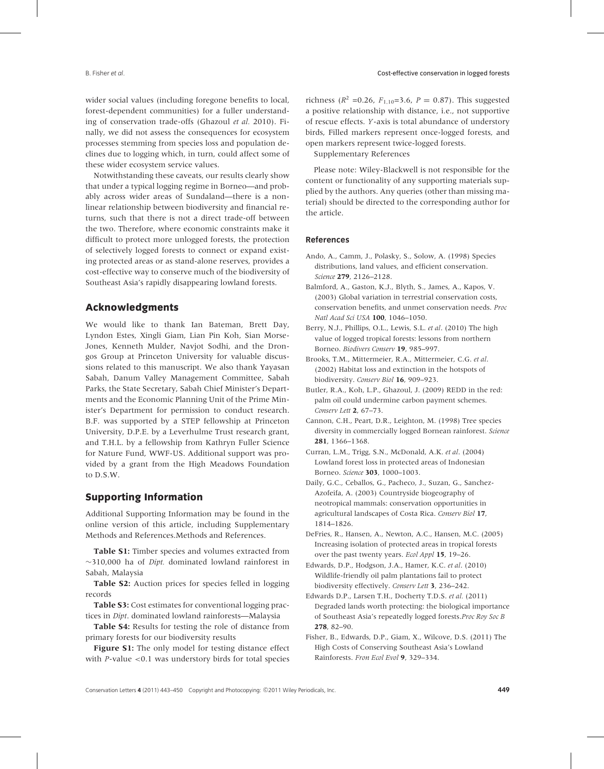wider social values (including foregone benefits to local, forest-dependent communities) for a fuller understanding of conservation trade-offs (Ghazoul *et al.* 2010). Finally, we did not assess the consequences for ecosystem processes stemming from species loss and population declines due to logging which, in turn, could affect some of these wider ecosystem service values.

Notwithstanding these caveats, our results clearly show that under a typical logging regime in Borneo—and probably across wider areas of Sundaland—there is a nonlinear relationship between biodiversity and financial returns, such that there is not a direct trade-off between the two. Therefore, where economic constraints make it difficult to protect more unlogged forests, the protection of selectively logged forests to connect or expand existing protected areas or as stand-alone reserves, provides a cost-effective way to conserve much of the biodiversity of Southeast Asia's rapidly disappearing lowland forests.

## Acknowledgments

We would like to thank Ian Bateman, Brett Day, Lyndon Estes, Xingli Giam, Lian Pin Koh, Sian Morse-Jones, Kenneth Mulder, Navjot Sodhi, and the Drongos Group at Princeton University for valuable discussions related to this manuscript. We also thank Yayasan Sabah, Danum Valley Management Committee, Sabah Parks, the State Secretary, Sabah Chief Minister's Departments and the Economic Planning Unit of the Prime Minister's Department for permission to conduct research. B.F. was supported by a STEP fellowship at Princeton University, D.P.E. by a Leverhulme Trust research grant, and T.H.L. by a fellowship from Kathryn Fuller Science for Nature Fund, WWF-US. Additional support was provided by a grant from the High Meadows Foundation to D.S.W.

## Supporting Information

Additional Supporting Information may be found in the online version of this article, including Supplementary Methods and References.Methods and References.

**Table S1:** Timber species and volumes extracted from ~310,000 ha of *Dipt.* dominated lowland rainforest in Sabah, Malaysia

**Table S2:** Auction prices for species felled in logging records

**Table S3:** Cost estimates for conventional logging practices in *Dipt*. dominated lowland rainforests—Malaysia

**Table S4:** Results for testing the role of distance from primary forests for our biodiversity results

**Figure S1:** The only model for testing distance effect with *P*-value <0.1 was understory birds for total species richness ($R^2$ =0.26, $F_{1,10}$=3.6, $P$ = 0.87). This suggested a positive relationship with distance, i.e., not supportive of rescue effects. *Y*-axis is total abundance of understory birds, Filled markers represent once-logged forests, and open markers represent twice-logged forests.

Supplementary References

Please note: Wiley-Blackwell is not responsible for the content or functionality of any supporting materials supplied by the authors. Any queries (other than missing material) should be directed to the corresponding author for the article.

### References

Ando, A., Camm, J., Polasky, S., Solow, A. (1998) Species distributions, land values, and efficient conservation. *Science* **279**, 2126–2128.

Balmford, A., Gaston, K.J., Blyth, S., James, A., Kapos, V. (2003) Global variation in terrestrial conservation costs, conservation benefits, and unmet conservation needs. *Proc Natl Acad Sci USA* **100**, 1046–1050.

Berry, N.J., Phillips, O.L., Lewis, S.L. *et al*. (2010) The high value of logged tropical forests: lessons from northern Borneo. *Biodivers Conserv* **19**, 985–997.

Brooks, T.M., Mittermeier, R.A., Mittermeier, C.G. *et al*. (2002) Habitat loss and extinction in the hotspots of biodiversity. *Conserv Biol* **16**, 909–923.

Butler, R.A., Koh, L.P., Ghazoul, J. (2009) REDD in the red: palm oil could undermine carbon payment schemes. *Conserv Lett* **2**, 67–73.

Cannon, C.H., Peart, D.R., Leighton, M. (1998) Tree species diversity in commercially logged Bornean rainforest. *Science* **281**, 1366–1368.

Curran, L.M., Trigg, S.N., McDonald, A.K. *et al*. (2004) Lowland forest loss in protected areas of Indonesian Borneo. *Science* **303**, 1000–1003.

Daily, G.C., Ceballos, G., Pacheco, J., Suzan, G., Sanchez-Azofeifa, A. (2003) Countryside biogeography of neotropical mammals: conservation opportunities in agricultural landscapes of Costa Rica. *Conserv Biol* **17**, 1814–1826.

DeFries, R., Hansen, A., Newton, A.C., Hansen, M.C. (2005) Increasing isolation of protected areas in tropical forests over the past twenty years. *Ecol Appl* **15**, 19–26.

Edwards, D.P., Hodgson, J.A., Hamer, K.C. *et al*. (2010) Wildlife-friendly oil palm plantations fail to protect biodiversity effectively. *Conserv Lett* **3**, 236–242.

Edwards D.P., Larsen T.H., Docherty T.D.S. *et al.* (2011) Degraded lands worth protecting: the biological importance of Southeast Asia's repeatedly logged forests.*Proc Roy Soc B* **278**, 82–90.

Fisher, B., Edwards, D.P., Giam, X., Wilcove, D.S. (2011) The High Costs of Conserving Southeast Asia's Lowland Rainforests. *Fron Ecol Evol* **9**, 329–334.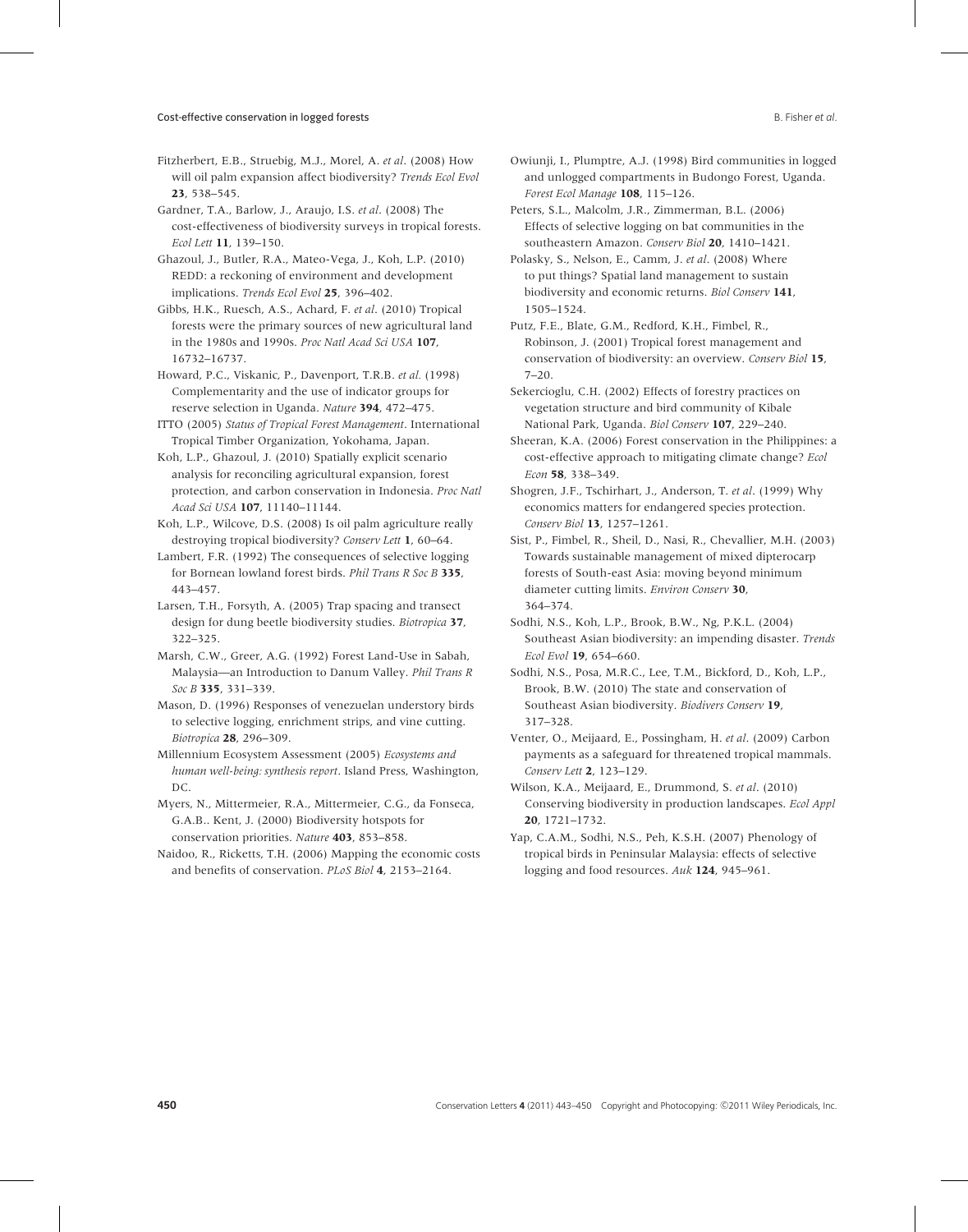Fitzherbert, E.B., Struebig, M.J., Morel, A. *et al*. (2008) How will oil palm expansion affect biodiversity? *Trends Ecol Evol* **23**, 538–545.

Gardner, T.A., Barlow, J., Araujo, I.S. *et al*. (2008) The cost-effectiveness of biodiversity surveys in tropical forests. *Ecol Lett* **11**, 139–150.

Ghazoul, J., Butler, R.A., Mateo-Vega, J., Koh, L.P. (2010) REDD: a reckoning of environment and development implications. *Trends Ecol Evol* **25**, 396–402.

Gibbs, H.K., Ruesch, A.S., Achard, F. *et al*. (2010) Tropical forests were the primary sources of new agricultural land in the 1980s and 1990s. *Proc Natl Acad Sci USA* **107**, 16732–16737.

Howard, P.C., Viskanic, P., Davenport, T.R.B. *et al.* (1998) Complementarity and the use of indicator groups for reserve selection in Uganda. *Nature* **394**, 472–475.

ITTO (2005) *Status of Tropical Forest Management*. International Tropical Timber Organization, Yokohama, Japan.

Koh, L.P., Ghazoul, J. (2010) Spatially explicit scenario analysis for reconciling agricultural expansion, forest protection, and carbon conservation in Indonesia. *Proc Natl Acad Sci USA* **107**, 11140–11144.

Koh, L.P., Wilcove, D.S. (2008) Is oil palm agriculture really destroying tropical biodiversity? *Conserv Lett* **1**, 60–64.

Lambert, F.R. (1992) The consequences of selective logging for Bornean lowland forest birds. *Phil Trans R Soc B* **335**, 443–457.

Larsen, T.H., Forsyth, A. (2005) Trap spacing and transect design for dung beetle biodiversity studies. *Biotropica* **37**, 322–325.

Marsh, C.W., Greer, A.G. (1992) Forest Land-Use in Sabah, Malaysia—an Introduction to Danum Valley. *Phil Trans R Soc B* **335**, 331–339.

Mason, D. (1996) Responses of venezuelan understory birds to selective logging, enrichment strips, and vine cutting. *Biotropica* **28**, 296–309.

Millennium Ecosystem Assessment (2005) *Ecosystems and human well-being: synthesis report*. Island Press, Washington, DC.

Myers, N., Mittermeier, R.A., Mittermeier, C.G., da Fonseca, G.A.B.. Kent, J. (2000) Biodiversity hotspots for conservation priorities. *Nature* **403**, 853–858.

Naidoo, R., Ricketts, T.H. (2006) Mapping the economic costs and benefits of conservation. *PLoS Biol* **4**, 2153–2164.

Owiunji, I., Plumptre, A.J. (1998) Bird communities in logged and unlogged compartments in Budongo Forest, Uganda. *Forest Ecol Manage* **108**, 115–126.

Peters, S.L., Malcolm, J.R., Zimmerman, B.L. (2006) Effects of selective logging on bat communities in the southeastern Amazon. *Conserv Biol* **20**, 1410–1421.

Polasky, S., Nelson, E., Camm, J. *et al*. (2008) Where to put things? Spatial land management to sustain biodiversity and economic returns. *Biol Conserv* **141**, 1505–1524.

Putz, F.E., Blate, G.M., Redford, K.H., Fimbel, R., Robinson, J. (2001) Tropical forest management and conservation of biodiversity: an overview. *Conserv Biol* **15**, 7–20.

Sekercioglu, C.H. (2002) Effects of forestry practices on vegetation structure and bird community of Kibale National Park, Uganda. *Biol Conserv* **107**, 229–240.

Sheeran, K.A. (2006) Forest conservation in the Philippines: a cost-effective approach to mitigating climate change? *Ecol Econ* **58**, 338–349.

Shogren, J.F., Tschirhart, J., Anderson, T. *et al*. (1999) Why economics matters for endangered species protection. *Conserv Biol* **13**, 1257–1261.

Sist, P., Fimbel, R., Sheil, D., Nasi, R., Chevallier, M.H. (2003) Towards sustainable management of mixed dipterocarp forests of South-east Asia: moving beyond minimum diameter cutting limits. *Environ Conserv* **30**, 364–374.

Sodhi, N.S., Koh, L.P., Brook, B.W., Ng, P.K.L. (2004) Southeast Asian biodiversity: an impending disaster. *Trends Ecol Evol* **19**, 654–660.

Sodhi, N.S., Posa, M.R.C., Lee, T.M., Bickford, D., Koh, L.P., Brook, B.W. (2010) The state and conservation of Southeast Asian biodiversity. *Biodivers Conserv* **19**, 317–328.

Venter, O., Meijaard, E., Possingham, H. *et al*. (2009) Carbon payments as a safeguard for threatened tropical mammals. *Conserv Lett* **2**, 123–129.

Wilson, K.A., Meijaard, E., Drummond, S. *et al*. (2010) Conserving biodiversity in production landscapes. *Ecol Appl* **20**, 1721–1732.

Yap, C.A.M., Sodhi, N.S., Peh, K.S.H. (2007) Phenology of tropical birds in Peninsular Malaysia: effects of selective logging and food resources. *Auk* **124**, 945–961.